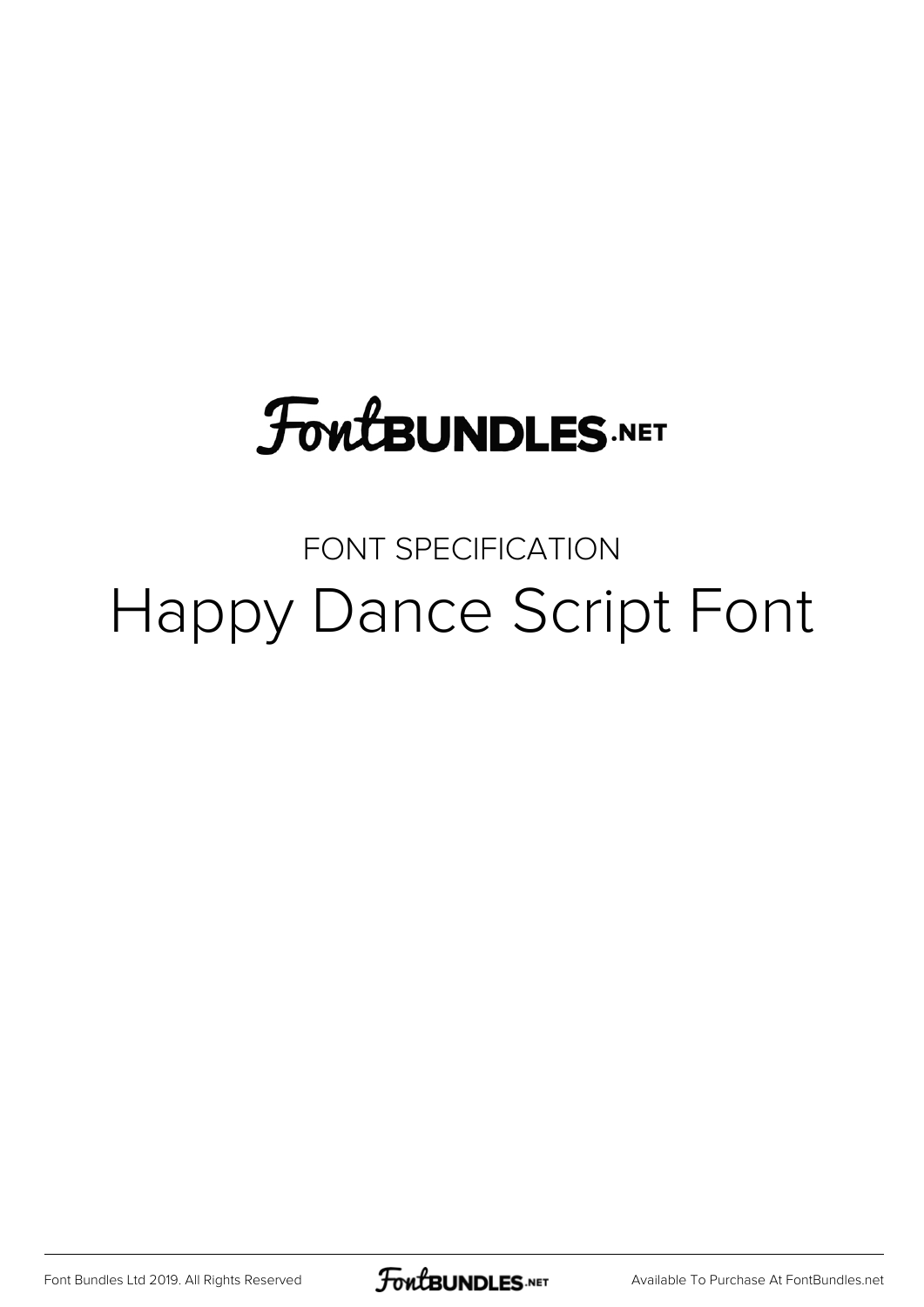FontBUNDLES.NET

FONT SPECIFICATION

# Happy Dance Script Font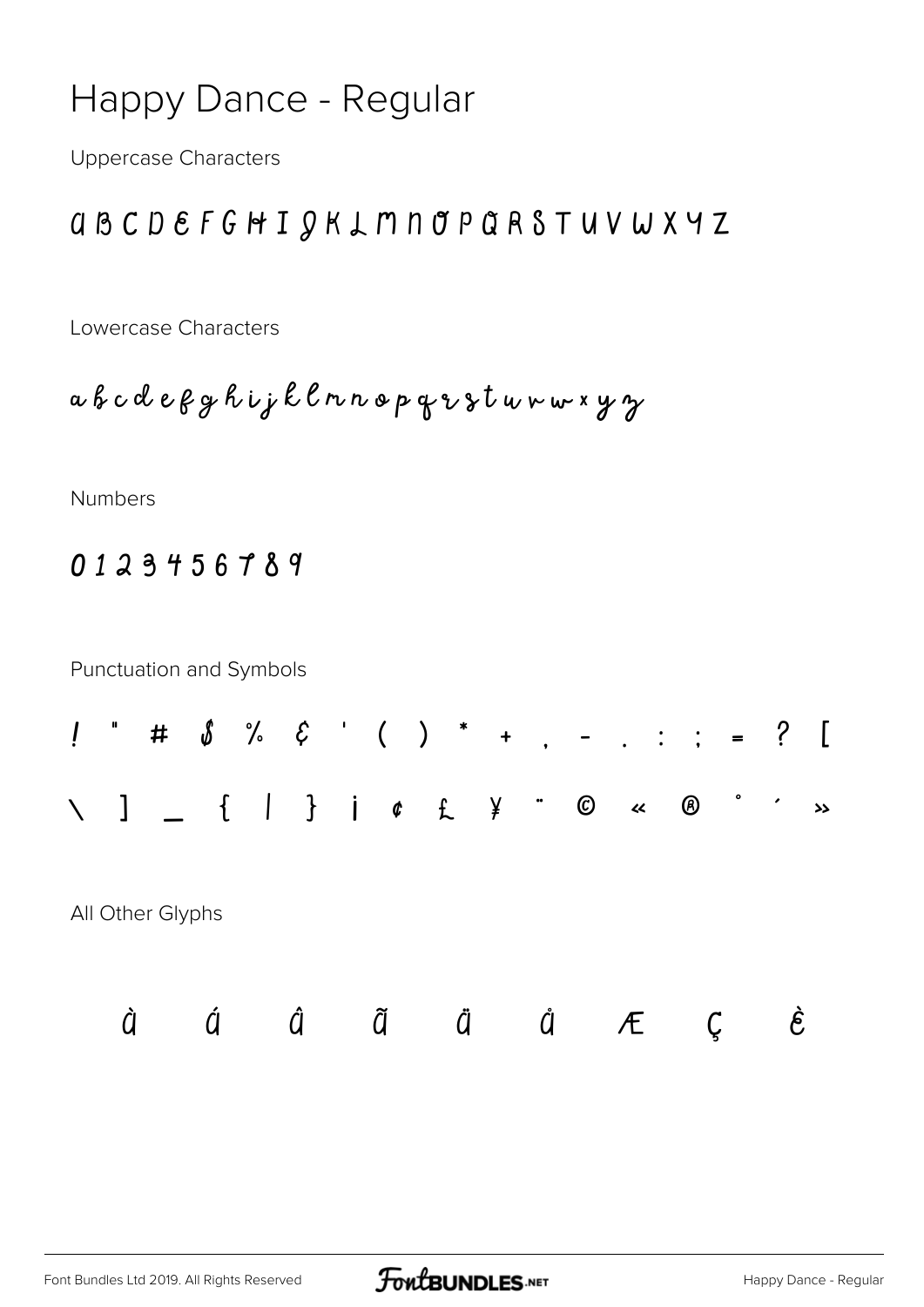# Happy Dance - Regular

Uppercase Characters

A B C D E F G H I J K L M N O P Q R S T U V W X Y Z

Lowercase Characters

a b c d e f g h i j k l m n o p q r s t u v w x y z

Numbers

0 1 2 3 4 5 6 7 8 9

Punctuation and Symbols

! " # $ % & ' ( ) * + , - . : ; = ? [

\ ] _ { | } ¡ ¢ £ ¥ ¨ © « ® ° ´ »

All Other Glyphs

à á â ã ä å Æ Ç è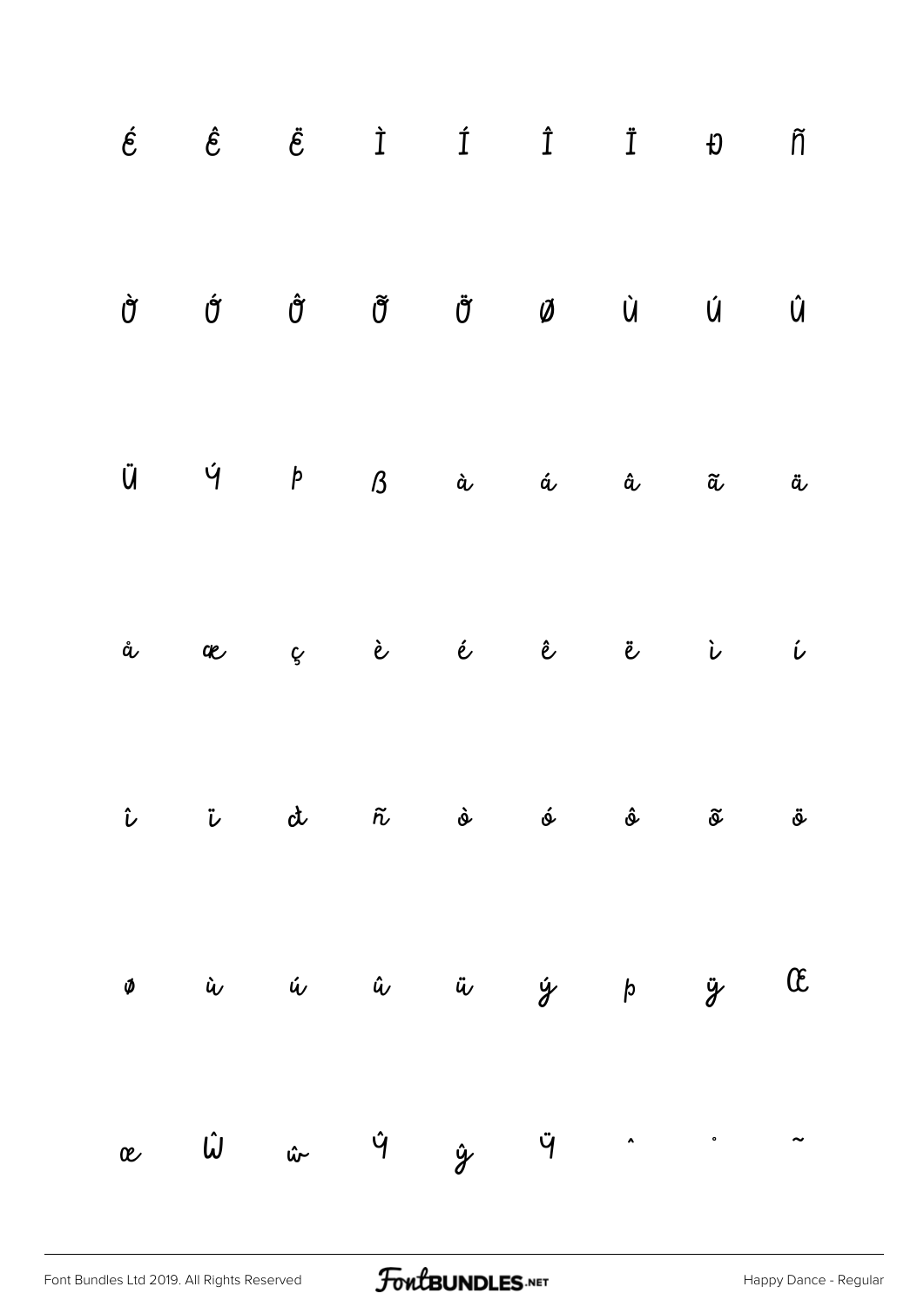É Ê Ë Ì Í Î Ï Ð Ñ

Ò Ó Ô Õ Ö Ø Ù Ú Û

Ü Ý Þ ß à á â ã ä

å æ ç è é ê ë ì í

î ï ð ñ ò ó ô õ ö

ø ù ú û ü ý þ ÿ Œ

œ Ŵ ŵ Ŷ ŷ Ÿ ˆ ˚ ˜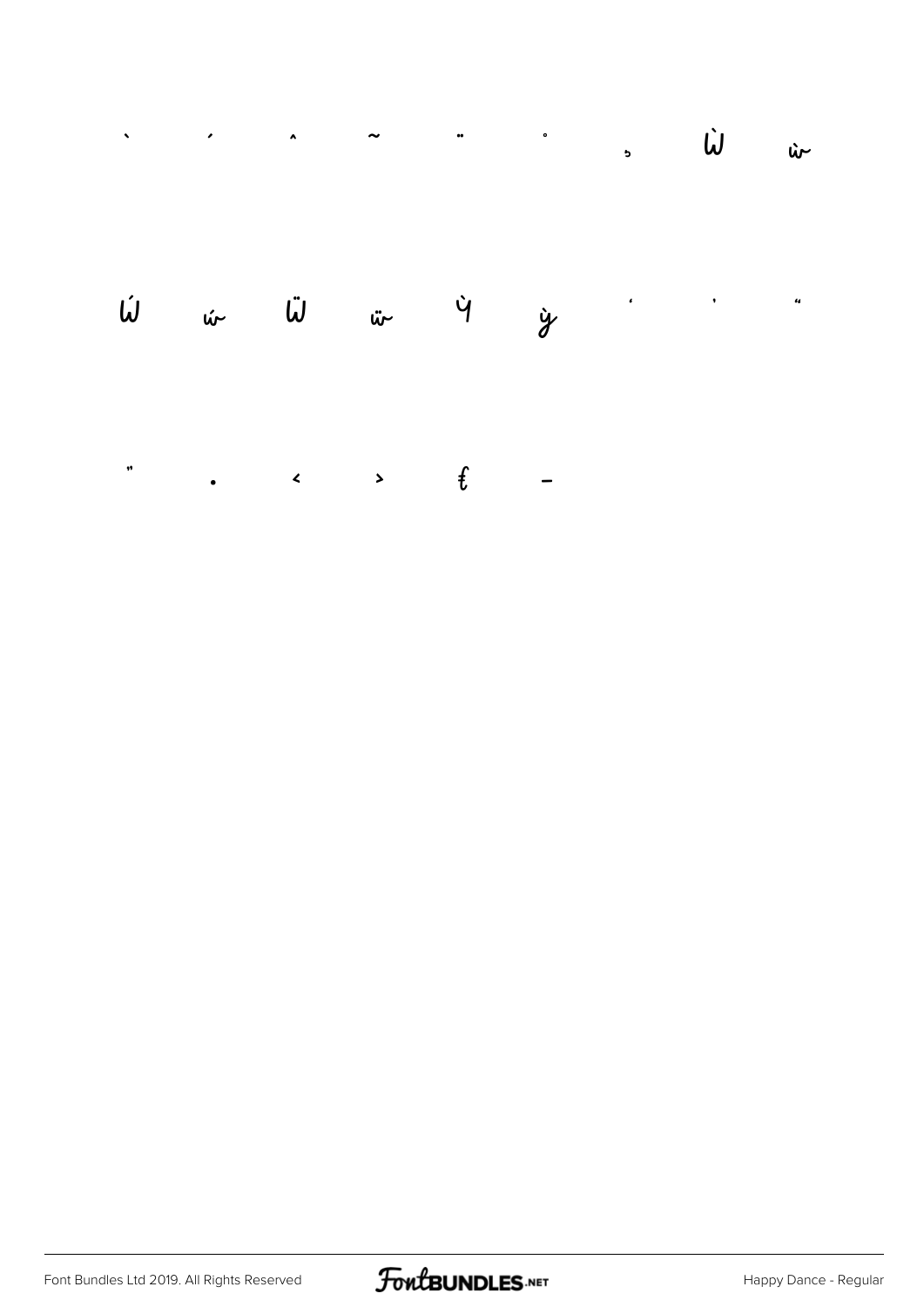` ´ ˆ ˜ ¨ ˚ ¸ Ẁ ẁ

Ẃ ẃ Ẅ ẅ Ỳ ỳ ‘ ’ “

” • ‹ › ₤ –